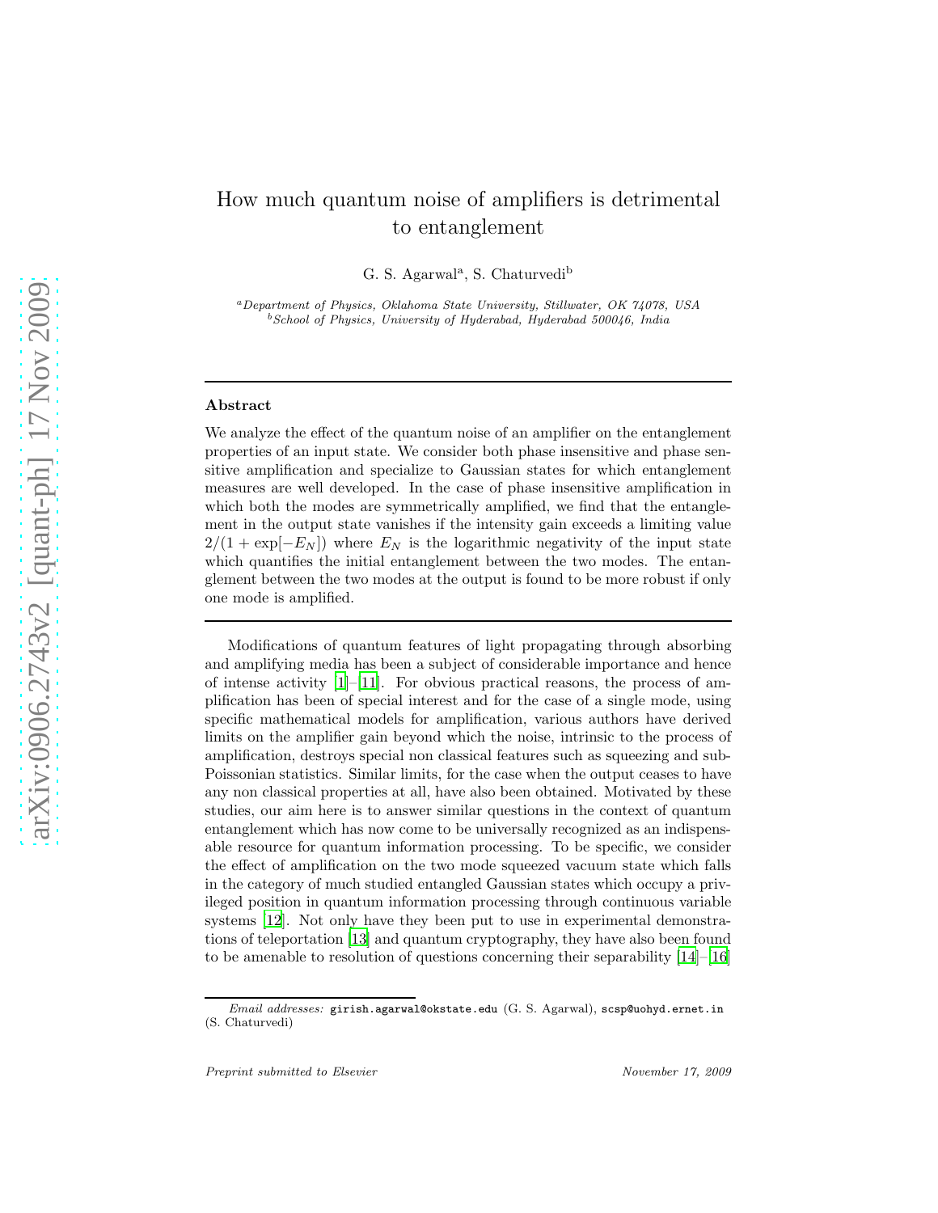# How much quantum noise of amplifiers is detrimental to entanglement

G. S. Agarwal[a], S. Chaturvedi[b]

[a]*Department of Physics, Oklahoma State University, Stillwater, OK 74078, USA*
[b]*School of Physics, University of Hyderabad, Hyderabad 500046, India*

---

## Abstract

We analyze the effect of the quantum noise of an amplifier on the entanglement properties of an input state. We consider both phase insensitive and phase sensitive amplification and specialize to Gaussian states for which entanglement measures are well developed. In the case of phase insensitive amplification in which both the modes are symmetrically amplified, we find that the entanglement in the output state vanishes if the intensity gain exceeds a limiting value $2/(1+\exp[-E_N])$ where $E_N$ is the logarithmic negativity of the input state which quantifies the initial entanglement between the two modes. The entanglement between the two modes at the output is found to be more robust if only one mode is amplified.

---

Modifications of quantum features of light propagating through absorbing and amplifying media has been a subject of considerable importance and hence of intense activity [1]–[11]. For obvious practical reasons, the process of amplification has been of special interest and for the case of a single mode, using specific mathematical models for amplification, various authors have derived limits on the amplifier gain beyond which the noise, intrinsic to the process of amplification, destroys special non classical features such as squeezing and sub-Poissonian statistics. Similar limits, for the case when the output ceases to have any non classical properties at all, have also been obtained. Motivated by these studies, our aim here is to answer similar questions in the context of quantum entanglement which has now come to be universally recognized as an indispensable resource for quantum information processing. To be specific, we consider the effect of amplification on the two mode squeezed vacuum state which falls in the category of much studied entangled Gaussian states which occupy a privileged position in quantum information processing through continuous variable systems [12]. Not only have they been put to use in experimental demonstrations of teleportation [13] and quantum cryptography, they have also been found to be amenable to resolution of questions concerning their separability [14]–[16]

---

*Email addresses:* girish.agarwal@okstate.edu (G. S. Agarwal), scsp@uohyd.ernet.in (S. Chaturvedi)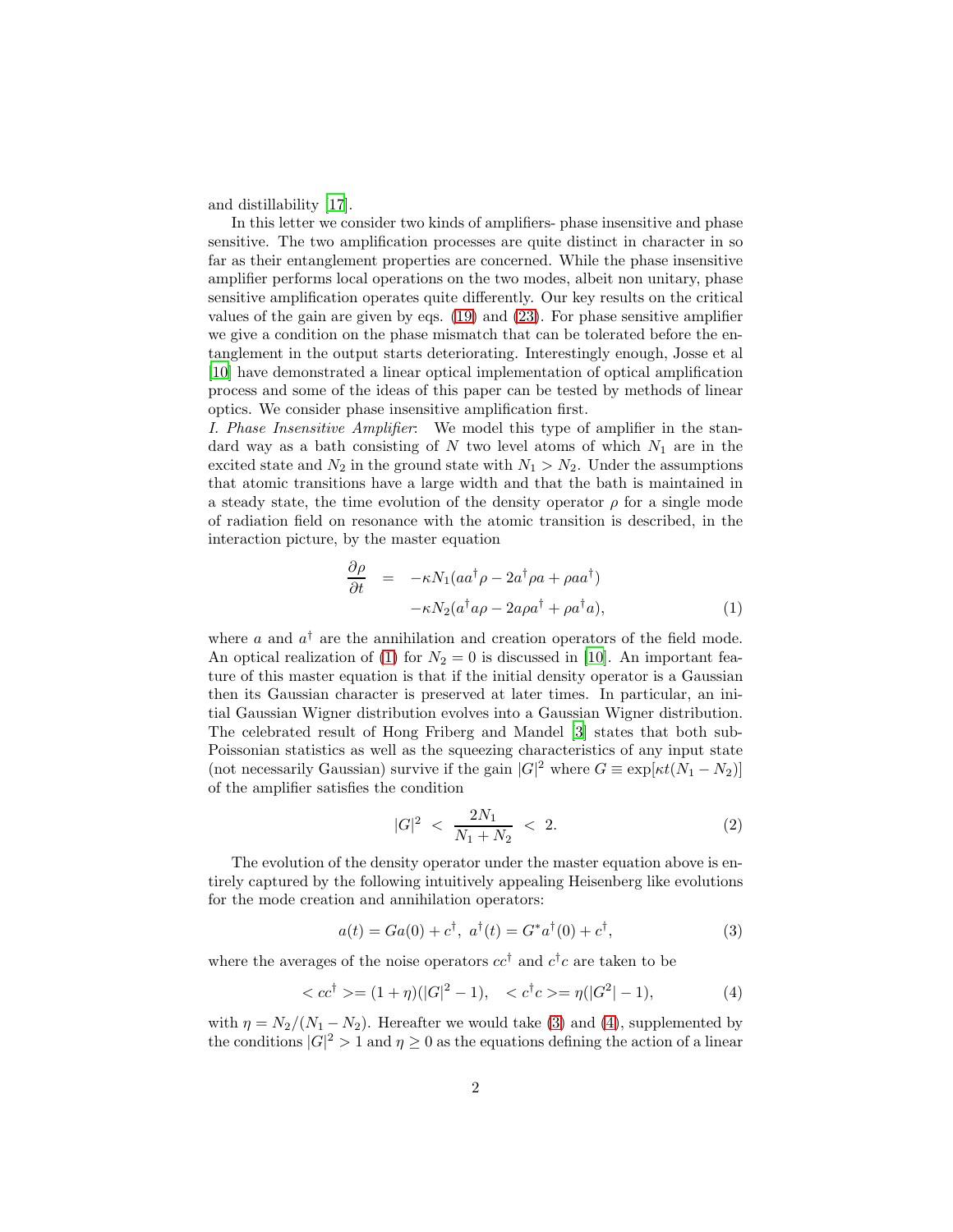and distillability [17].

In this letter we consider two kinds of amplifiers- phase insensitive and phase sensitive. The two amplification processes are quite distinct in character in so far as their entanglement properties are concerned. While the phase insensitive amplifier performs local operations on the two modes, albeit non unitary, phase sensitive amplification operates quite differently. Our key results on the critical values of the gain are given by eqs. (19) and (23). For phase sensitive amplifier we give a condition on the phase mismatch that can be tolerated before the entanglement in the output starts deteriorating. Interestingly enough, Josse et al [10] have demonstrated a linear optical implementation of optical amplification process and some of the ideas of this paper can be tested by methods of linear optics. We consider phase insensitive amplification first.

*I. Phase Insensitive Amplifier*: We model this type of amplifier in the standard way as a bath consisting of $N$ two level atoms of which $N_1$ are in the excited state and $N_2$ in the ground state with $N_1 > N_2$. Under the assumptions that atomic transitions have a large width and that the bath is maintained in a steady state, the time evolution of the density operator $\rho$ for a single mode of radiation field on resonance with the atomic transition is described, in the interaction picture, by the master equation

$$
\begin{aligned}
\frac{\partial \rho}{\partial t} &= -\kappa N_1 (a a^\dagger \rho - 2 a^\dagger \rho a + \rho a a^\dagger) \\
&\quad -\kappa N_2 (a^\dagger a \rho - 2 a \rho a^\dagger + \rho a^\dagger a),
\end{aligned} \tag{1}
$$

where $a$ and $a^\dagger$ are the annihilation and creation operators of the field mode. An optical realization of (1) for $N_2 = 0$ is discussed in [10]. An important feature of this master equation is that if the initial density operator is a Gaussian then its Gaussian character is preserved at later times. In particular, an initial Gaussian Wigner distribution evolves into a Gaussian Wigner distribution. The celebrated result of Hong Friberg and Mandel [3] states that both sub-Poissonian statistics as well as the squeezing characteristics of any input state (not necessarily Gaussian) survive if the gain $|G|^2$ where $G \equiv \exp[\kappa t (N_1 - N_2)]$ of the amplifier satisfies the condition

$$
|G|^2 \ < \ \frac{2N_1}{N_1 + N_2} \ < \ 2. \tag{2}
$$

The evolution of the density operator under the master equation above is entirely captured by the following intuitively appealing Heisenberg like evolutions for the mode creation and annihilation operators:

$$
a(t) = G a(0) + c^\dagger, \ a^\dagger(t) = G^* a^\dagger(0) + c^\dagger, \tag{3}
$$

where the averages of the noise operators $cc^\dagger$ and $c^\dagger c$ are taken to be

$$
< cc^\dagger >= (1+\eta)(|G|^2 - 1), \quad < c^\dagger c >= \eta(|G^2| - 1), \tag{4}
$$

with $\eta = N_2/(N_1 - N_2)$. Hereafter we would take (3) and (4), supplemented by the conditions $|G|^2 > 1$ and $\eta \geq 0$ as the equations defining the action of a linear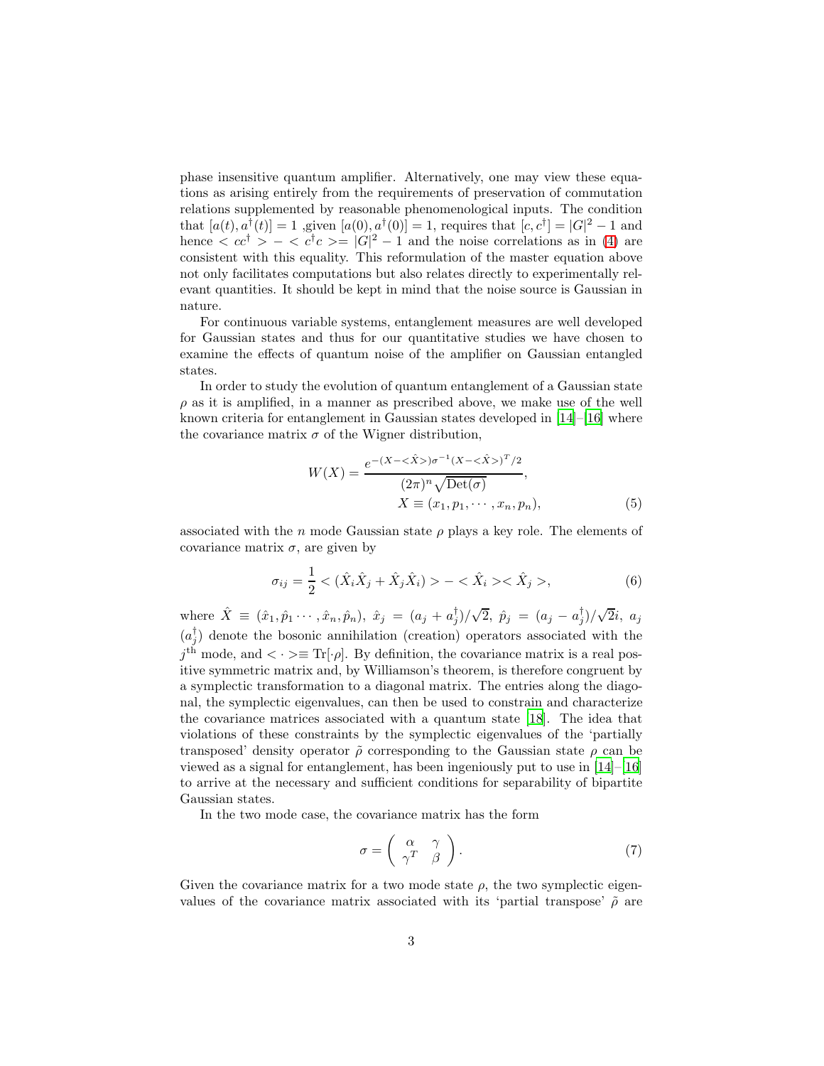phase insensitive quantum amplifier. Alternatively, one may view these equations as arising entirely from the requirements of preservation of commutation relations supplemented by reasonable phenomenological inputs. The condition that $[a(t), a^\dagger(t)] = 1$ ,given $[a(0), a^\dagger(0)] = 1$, requires that $[c, c^\dagger] = |G|^2 - 1$ and hence $< cc^\dagger > - < c^\dagger c > = |G|^2 - 1$ and the noise correlations as in (4) are consistent with this equality. This reformulation of the master equation above not only facilitates computations but also relates directly to experimentally relevant quantities. It should be kept in mind that the noise source is Gaussian in nature.

For continuous variable systems, entanglement measures are well developed for Gaussian states and thus for our quantitative studies we have chosen to examine the effects of quantum noise of the amplifier on Gaussian entangled states.

In order to study the evolution of quantum entanglement of a Gaussian state $\rho$ as it is amplified, in a manner as prescribed above, we make use of the well known criteria for entanglement in Gaussian states developed in [14]–[16] where the covariance matrix $\sigma$ of the Wigner distribution,

$$W(X) = \frac{e^{-(X - <\hat{X}>)\sigma^{-1}(X - <\hat{X}>)^T/2}}{(2\pi)^n \sqrt{\mathrm{Det}(\sigma)}}, \qquad X \equiv (x_1, p_1, \cdots, x_n, p_n), \tag{5}$$

associated with the $n$ mode Gaussian state $\rho$ plays a key role. The elements of covariance matrix $\sigma$, are given by

$$\sigma_{ij} = \frac{1}{2} < (\hat{X}_i \hat{X}_j + \hat{X}_j \hat{X}_i) > - < \hat{X}_i >< \hat{X}_j >, \tag{6}$$

where $\hat{X} \equiv (\hat{x}_1, \hat{p}_1 \cdots, \hat{x}_n, \hat{p}_n)$, $\hat{x}_j = (a_j + a_j^\dagger)/\sqrt{2}$, $\hat{p}_j = (a_j - a_j^\dagger)/\sqrt{2}i$, $a_j$ ($a_j^\dagger$) denote the bosonic annihilation (creation) operators associated with the $j^{\text{th}}$ mode, and $< \cdot > \equiv \mathrm{Tr}[\cdot \rho]$. By definition, the covariance matrix is a real positive symmetric matrix and, by Williamson's theorem, is therefore congruent by a symplectic transformation to a diagonal matrix. The entries along the diagonal, the symplectic eigenvalues, can then be used to constrain and characterize the covariance matrices associated with a quantum state [18]. The idea that violations of these constraints by the symplectic eigenvalues of the 'partially transposed' density operator $\tilde{\rho}$ corresponding to the Gaussian state $\rho$ can be viewed as a signal for entanglement, has been ingeniously put to use in [14]–[16] to arrive at the necessary and sufficient conditions for separability of bipartite Gaussian states.

In the two mode case, the covariance matrix has the form

$$\sigma = \begin{pmatrix} \alpha & \gamma \\ \gamma^T & \beta \end{pmatrix}. \tag{7}$$

Given the covariance matrix for a two mode state $\rho$, the two symplectic eigenvalues of the covariance matrix associated with its 'partial transpose' $\tilde{\rho}$ are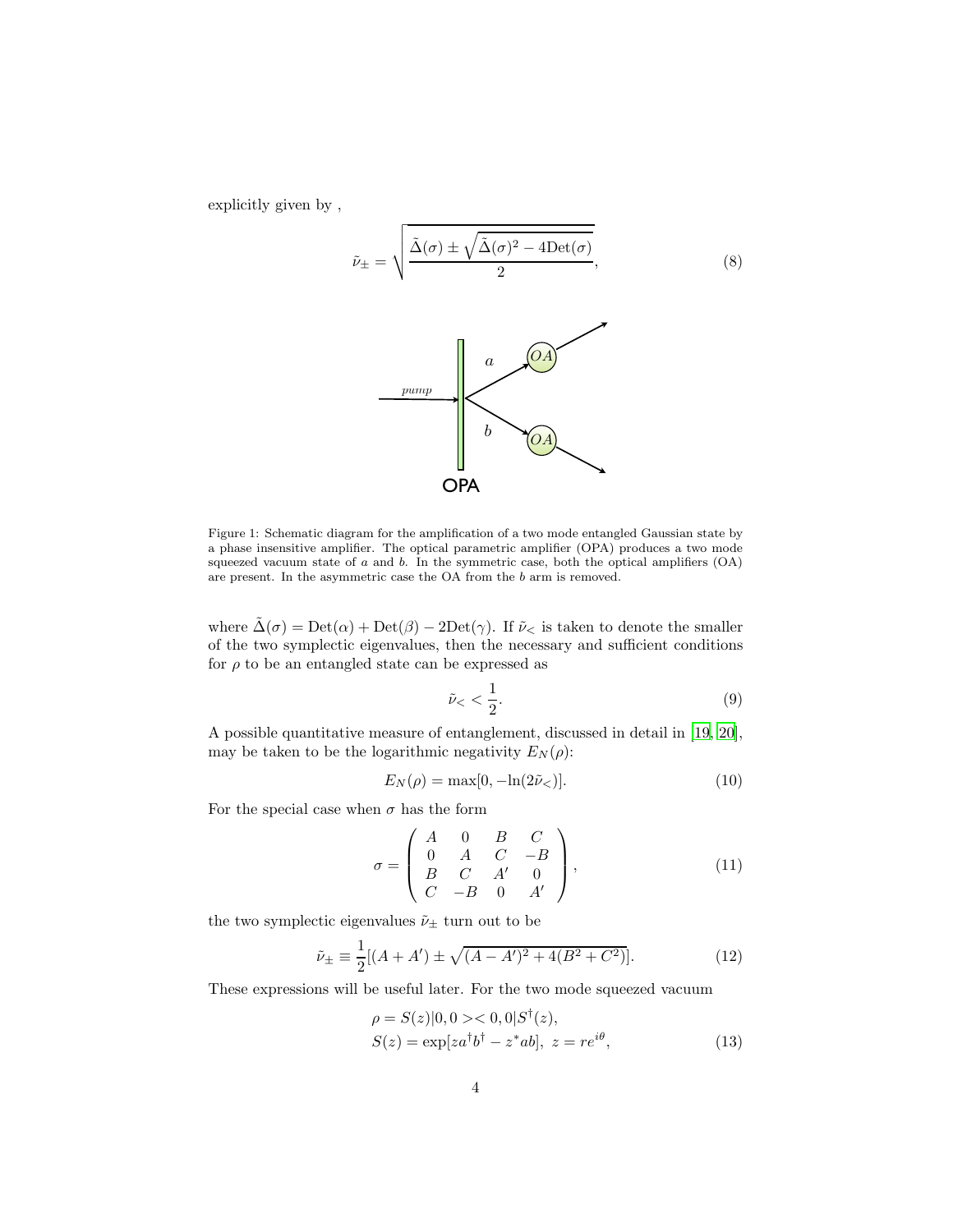explicitly given by ,

$$\tilde{\nu}_{\pm} = \sqrt{\frac{\tilde{\Delta}(\sigma) \pm \sqrt{\tilde{\Delta}(\sigma)^2 - 4\mathrm{Det}(\sigma)}}{2}}, \tag{8}$$

Figure 1: Schematic diagram for the amplification of a two mode entangled Gaussian state by a phase insensitive amplifier. The optical parametric amplifier (OPA) produces a two mode squeezed vacuum state of $a$ and $b$. In the symmetric case, both the optical amplifiers (OA) are present. In the asymmetric case the OA from the $b$ arm is removed.

where $\tilde{\Delta}(\sigma) = \mathrm{Det}(\alpha) + \mathrm{Det}(\beta) - 2\mathrm{Det}(\gamma)$. If $\tilde{\nu}_<$ is taken to denote the smaller of the two symplectic eigenvalues, then the necessary and sufficient conditions for $\rho$ to be an entangled state can be expressed as

$$\tilde{\nu}_< < \frac{1}{2}. \tag{9}$$

A possible quantitative measure of entanglement, discussed in detail in [19, 20], may be taken to be the logarithmic negativity $E_N(\rho)$:

$$E_N(\rho) = \max[0, -\ln(2\tilde{\nu}_<)]. \tag{10}$$

For the special case when $\sigma$ has the form

$$\sigma = \begin{pmatrix} A & 0 & B & C \\ 0 & A & C & -B \\ B & C & A' & 0 \\ C & -B & 0 & A' \end{pmatrix}, \tag{11}$$

the two symplectic eigenvalues $\tilde{\nu}_{\pm}$ turn out to be

$$\tilde{\nu}_{\pm} \equiv \frac{1}{2}[(A + A') \pm \sqrt{(A - A')^2 + 4(B^2 + C^2)}]. \tag{12}$$

These expressions will be useful later. For the two mode squeezed vacuum

$$\begin{aligned} &\rho = S(z)|0, 0 >< 0, 0|S^{\dagger}(z), \\ &S(z) = \exp[za^{\dagger}b^{\dagger} - z^* ab], \; z = re^{i\theta}, \end{aligned} \tag{13}$$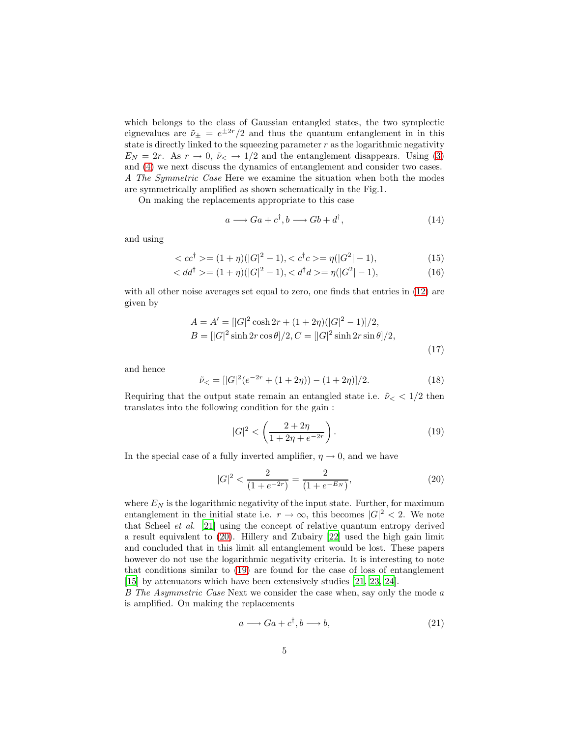which belongs to the class of Gaussian entangled states, the two symplectic eignevalues are $\tilde{\nu}_{\pm} = e^{\pm 2r}/2$ and thus the quantum entanglement in in this state is directly linked to the squeezing parameter $r$ as the logarithmic negativity $E_N = 2r$. As $r \to 0$, $\tilde{\nu}_{<} \to 1/2$ and the entanglement disappears. Using (3) and (4) we next discuss the dynamics of entanglement and consider two cases.
*A The Symmetric Case* Here we examine the situation when both the modes are symmetrically amplified as shown schematically in the Fig.1.

On making the replacements appropriate to this case

$$a \longrightarrow Ga + c^{\dagger}, b \longrightarrow Gb + d^{\dagger}, \tag{14}$$

and using

$$< cc^{\dagger} >= (1+\eta)(|G|^2 - 1), < c^{\dagger}c >= \eta(|G^2| - 1), \tag{15}$$

$$< dd^{\dagger} >= (1+\eta)(|G|^2 - 1), < d^{\dagger}d >= \eta(|G^2| - 1), \tag{16}$$

with all other noise averages set equal to zero, one finds that entries in (12) are given by

$$\begin{aligned} A = A' &= [|G|^2 \cosh 2r + (1+2\eta)(|G|^2 - 1)]/2, \\ B &= [|G|^2 \sinh 2r \cos\theta]/2, C = [|G|^2 \sinh 2r \sin\theta]/2, \end{aligned} \tag{17}$$

and hence

$$\tilde{\nu}_{<} = [|G|^2(e^{-2r} + (1+2\eta)) - (1+2\eta)]/2. \tag{18}$$

Requiring that the output state remain an entangled state i.e. $\tilde{\nu}_{<} < 1/2$ then translates into the following condition for the gain :

$$|G|^2 < \left(\frac{2+2\eta}{1+2\eta+e^{-2r}}\right). \tag{19}$$

In the special case of a fully inverted amplifier, $\eta \to 0$, and we have

$$|G|^2 < \frac{2}{(1+e^{-2r})} = \frac{2}{(1+e^{-E_N})}, \tag{20}$$

where $E_N$ is the logarithmic negativity of the input state. Further, for maximum entanglement in the initial state i.e. $r \to \infty$, this becomes $|G|^2 < 2$. We note that Scheel *et al.* [21] using the concept of relative quantum entropy derived a result equivalent to (20). Hillery and Zubairy [22] used the high gain limit and concluded that in this limit all entanglement would be lost. These papers however do not use the logarithmic negativity criteria. It is interesting to note that conditions similar to (19) are found for the case of loss of entanglement [15] by attenuators which have been extensively studies [21, 23, 24].
*B The Asymmetric Case* Next we consider the case when, say only the mode $a$ is amplified. On making the replacements

$$a \longrightarrow Ga + c^{\dagger}, b \longrightarrow b, \tag{21}$$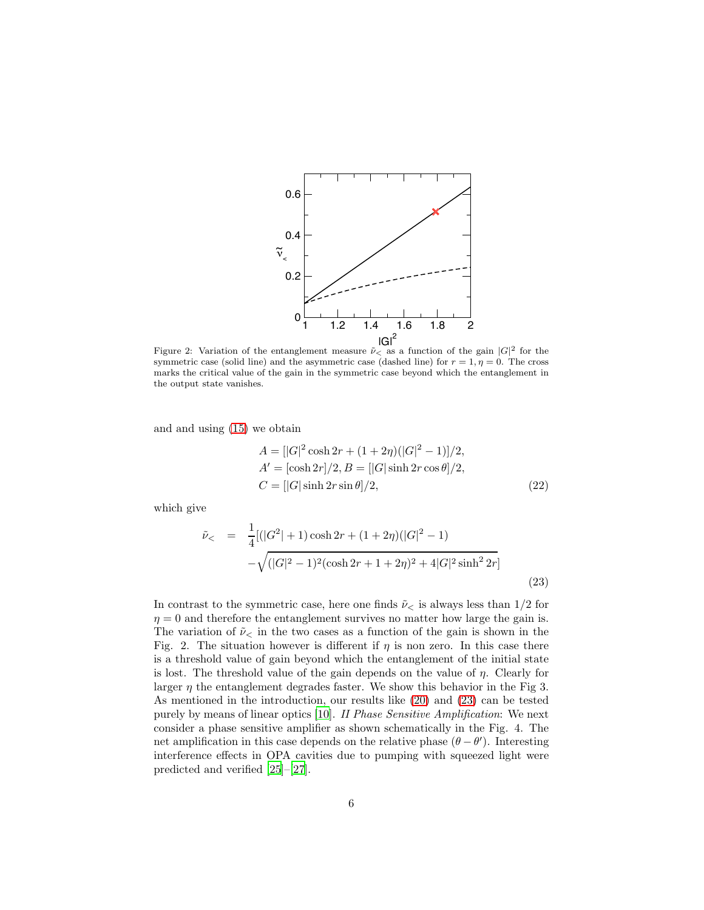Figure 2: Variation of the entanglement measure $\tilde{\nu}_<$ as a function of the gain $|G|^2$ for the symmetric case (solid line) and the asymmetric case (dashed line) for $r = 1, \eta = 0$. The cross marks the critical value of the gain in the symmetric case beyond which the entanglement in the output state vanishes.

and and using (15) we obtain

$$
\begin{aligned}
&A = [|G|^2 \cosh 2r + (1+2\eta)(|G|^2 - 1)]/2, \\
&A' = [\cosh 2r]/2, B = [|G| \sinh 2r \cos\theta]/2, \\
&C = [|G| \sinh 2r \sin\theta]/2,
\end{aligned} \tag{22}
$$

which give

$$
\begin{aligned}
\tilde{\nu}_< \quad = \quad & \frac{1}{4}[(|G^2| + 1)\cosh 2r + (1+2\eta)(|G|^2 - 1) \\
& - \sqrt{(|G|^2 - 1)^2(\cosh 2r + 1 + 2\eta)^2 + 4|G|^2 \sinh^2 2r}]
\end{aligned} \tag{23}
$$

In contrast to the symmetric case, here one finds $\tilde{\nu}_<$ is always less than 1/2 for $\eta = 0$ and therefore the entanglement survives no matter how large the gain is. The variation of $\tilde{\nu}_<$ in the two cases as a function of the gain is shown in the Fig. 2. The situation however is different if $\eta$ is non zero. In this case there is a threshold value of gain beyond which the entanglement of the initial state is lost. The threshold value of the gain depends on the value of $\eta$. Clearly for larger $\eta$ the entanglement degrades faster. We show this behavior in the Fig 3. As mentioned in the introduction, our results like (20) and (23) can be tested purely by means of linear optics [10]. *II Phase Sensitive Amplification*: We next consider a phase sensitive amplifier as shown schematically in the Fig. 4. The net amplification in this case depends on the relative phase $(\theta - \theta')$. Interesting interference effects in OPA cavities due to pumping with squeezed light were predicted and verified [25]–[27].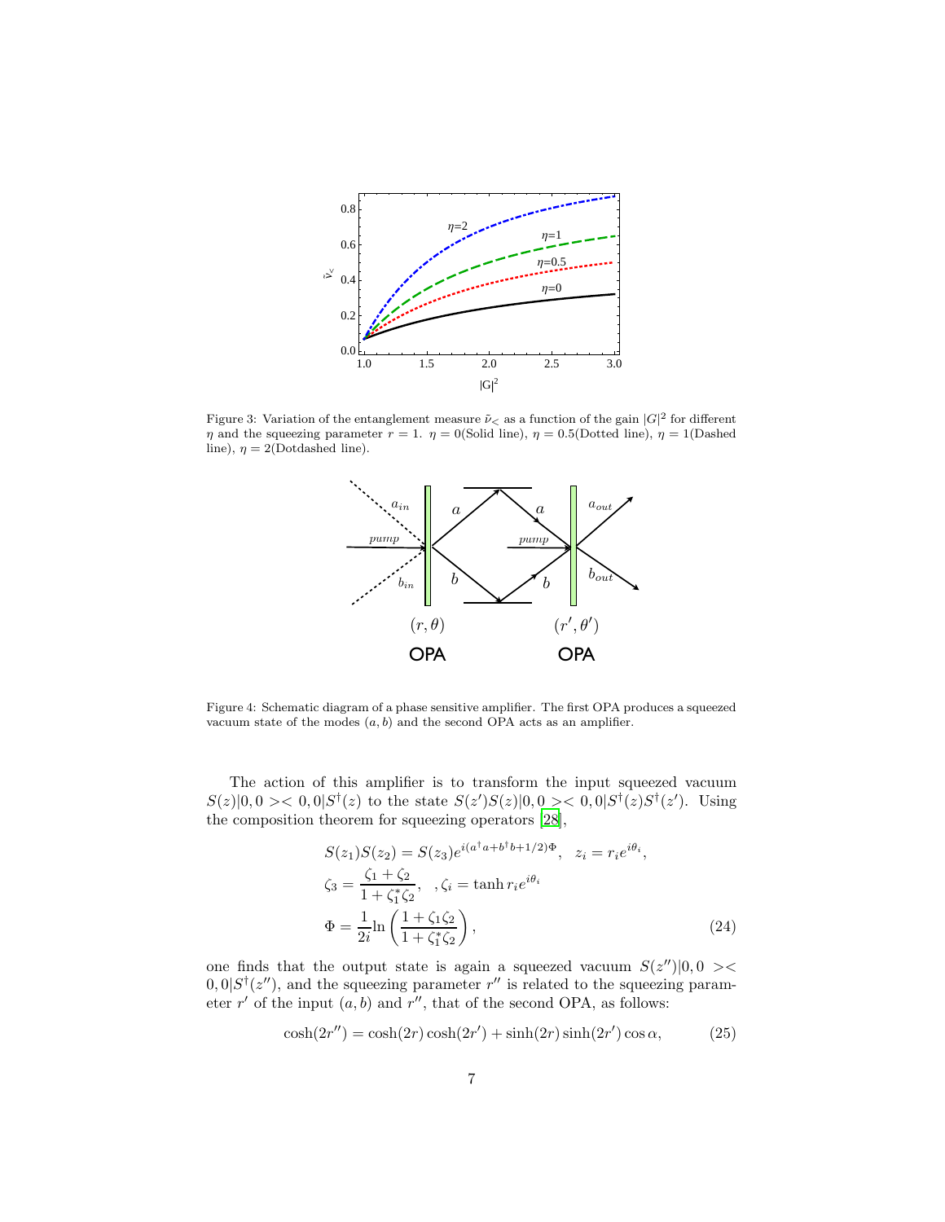Figure 3: Variation of the entanglement measure $\tilde{\nu}_<$ as a function of the gain $|G|^2$ for different $\eta$ and the squeezing parameter $r = 1$. $\eta = 0$(Solid line), $\eta = 0.5$(Dotted line), $\eta = 1$(Dashed line), $\eta = 2$(Dotdashed line).

Figure 4: Schematic diagram of a phase sensitive amplifier. The first OPA produces a squeezed vacuum state of the modes $(a, b)$ and the second OPA acts as an amplifier.

The action of this amplifier is to transform the input squeezed vacuum $S(z)|0,0><0,0|S^\dagger(z)$ to the state $S(z')S(z)|0,0><0,0|S^\dagger(z)S^\dagger(z')$. Using the composition theorem for squeezing operators [28],

$$S(z_1)S(z_2) = S(z_3)e^{i(a^\dagger a + b^\dagger b + 1/2)\Phi}, \quad z_i = r_i e^{i\theta_i},$$
$$\zeta_3 = \frac{\zeta_1 + \zeta_2}{1 + \zeta_1^* \zeta_2}, \quad , \zeta_i = \tanh r_i e^{i\theta_i}$$
$$\Phi = \frac{1}{2i}\ln\left(\frac{1 + \zeta_1 \zeta_2}{1 + \zeta_1^* \zeta_2}\right), \tag{24}$$

one finds that the output state is again a squeezed vacuum $S(z'')|0,0><0,0|S^\dagger(z'')$, and the squeezing parameter $r''$ is related to the squeezing parameter $r'$ of the input $(a,b)$ and $r''$, that of the second OPA, as follows:

$$\cosh(2r'') = \cosh(2r)\cosh(2r') + \sinh(2r)\sinh(2r')\cos\alpha, \tag{25}$$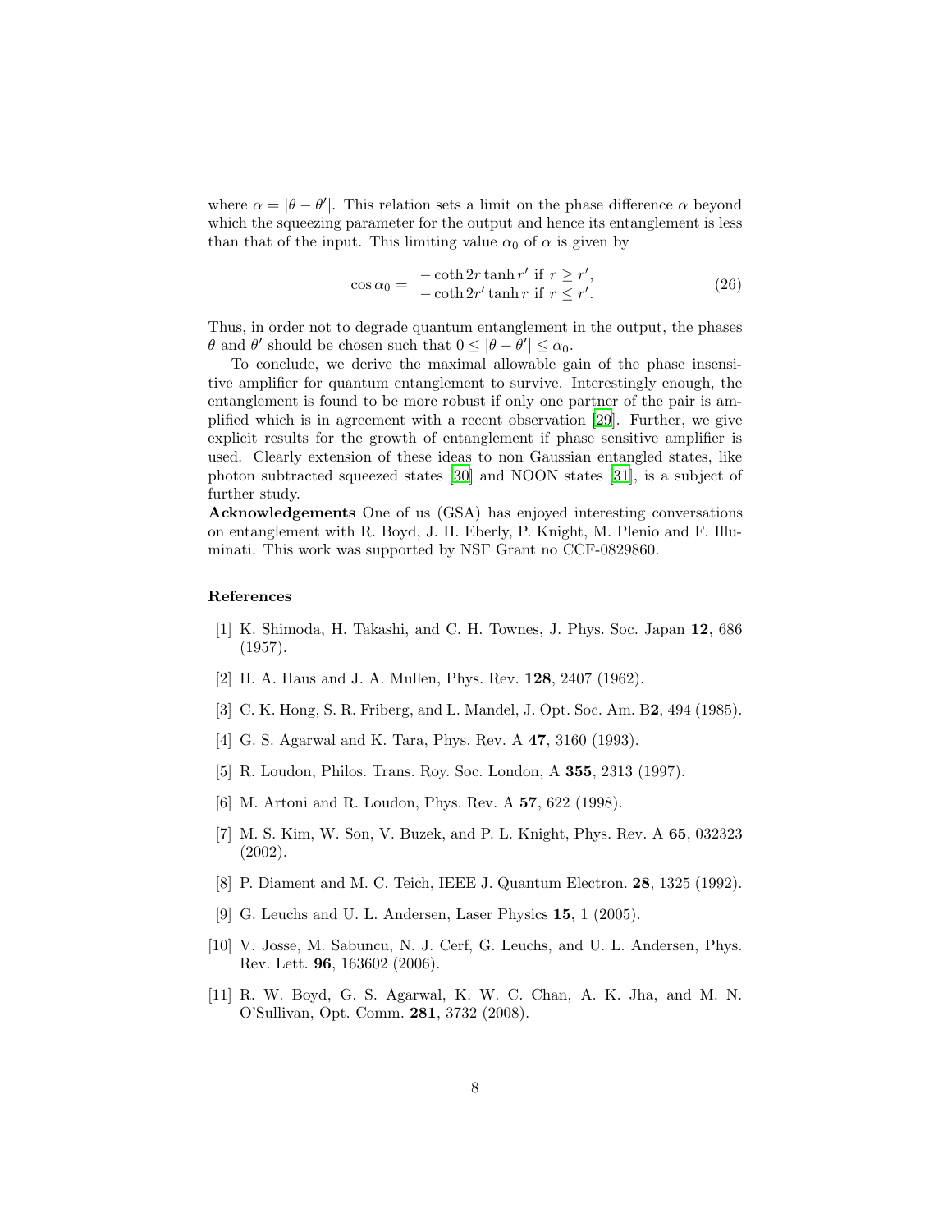where $\alpha = |\theta - \theta'|$. This relation sets a limit on the phase difference $\alpha$ beyond which the squeezing parameter for the output and hence its entanglement is less than that of the input. This limiting value $\alpha_0$ of $\alpha$ is given by

$$\cos\alpha_0 = \begin{array}{l} -\coth 2r \tanh r' \text{ if } r \geq r', \\ -\coth 2r' \tanh r \text{ if } r \leq r'. \end{array} \tag{26}$$

Thus, in order not to degrade quantum entanglement in the output, the phases $\theta$ and $\theta'$ should be chosen such that $0 \leq |\theta - \theta'| \leq \alpha_0$.

To conclude, we derive the maximal allowable gain of the phase insensitive amplifier for quantum entanglement to survive. Interestingly enough, the entanglement is found to be more robust if only one partner of the pair is amplified which is in agreement with a recent observation [29]. Further, we give explicit results for the growth of entanglement if phase sensitive amplifier is used. Clearly extension of these ideas to non Gaussian entangled states, like photon subtracted squeezed states [30] and NOON states [31], is a subject of further study.

**Acknowledgements** One of us (GSA) has enjoyed interesting conversations on entanglement with R. Boyd, J. H. Eberly, P. Knight, M. Plenio and F. Illuminati. This work was supported by NSF Grant no CCF-0829860.

## References

[1] K. Shimoda, H. Takashi, and C. H. Townes, J. Phys. Soc. Japan **12**, 686 (1957).

[2] H. A. Haus and J. A. Mullen, Phys. Rev. **128**, 2407 (1962).

[3] C. K. Hong, S. R. Friberg, and L. Mandel, J. Opt. Soc. Am. B**2**, 494 (1985).

[4] G. S. Agarwal and K. Tara, Phys. Rev. A **47**, 3160 (1993).

[5] R. Loudon, Philos. Trans. Roy. Soc. London, A **355**, 2313 (1997).

[6] M. Artoni and R. Loudon, Phys. Rev. A **57**, 622 (1998).

[7] M. S. Kim, W. Son, V. Buzek, and P. L. Knight, Phys. Rev. A **65**, 032323 (2002).

[8] P. Diament and M. C. Teich, IEEE J. Quantum Electron. **28**, 1325 (1992).

[9] G. Leuchs and U. L. Andersen, Laser Physics **15**, 1 (2005).

[10] V. Josse, M. Sabuncu, N. J. Cerf, G. Leuchs, and U. L. Andersen, Phys. Rev. Lett. **96**, 163602 (2006).

[11] R. W. Boyd, G. S. Agarwal, K. W. C. Chan, A. K. Jha, and M. N. O'Sullivan, Opt. Comm. **281**, 3732 (2008).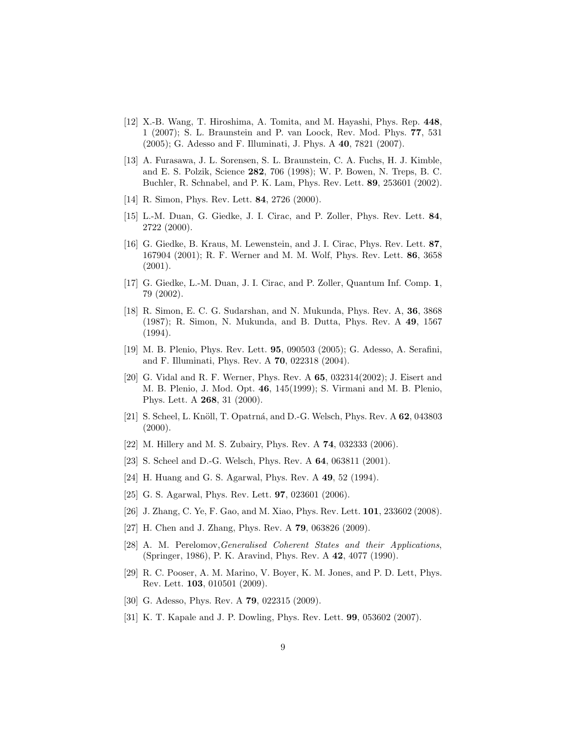[12] X.-B. Wang, T. Hiroshima, A. Tomita, and M. Hayashi, Phys. Rep. **448**, 1 (2007); S. L. Braunstein and P. van Loock, Rev. Mod. Phys. **77**, 531 (2005); G. Adesso and F. Illuminati, J. Phys. A **40**, 7821 (2007).

[13] A. Furasawa, J. L. Sorensen, S. L. Braunstein, C. A. Fuchs, H. J. Kimble, and E. S. Polzik, Science **282**, 706 (1998); W. P. Bowen, N. Treps, B. C. Buchler, R. Schnabel, and P. K. Lam, Phys. Rev. Lett. **89**, 253601 (2002).

[14] R. Simon, Phys. Rev. Lett. **84**, 2726 (2000).

[15] L.-M. Duan, G. Giedke, J. I. Cirac, and P. Zoller, Phys. Rev. Lett. **84**, 2722 (2000).

[16] G. Giedke, B. Kraus, M. Lewenstein, and J. I. Cirac, Phys. Rev. Lett. **87**, 167904 (2001); R. F. Werner and M. M. Wolf, Phys. Rev. Lett. **86**, 3658 (2001).

[17] G. Giedke, L.-M. Duan, J. I. Cirac, and P. Zoller, Quantum Inf. Comp. **1**, 79 (2002).

[18] R. Simon, E. C. G. Sudarshan, and N. Mukunda, Phys. Rev. A, **36**, 3868 (1987); R. Simon, N. Mukunda, and B. Dutta, Phys. Rev. A **49**, 1567 (1994).

[19] M. B. Plenio, Phys. Rev. Lett. **95**, 090503 (2005); G. Adesso, A. Serafini, and F. Illuminati, Phys. Rev. A **70**, 022318 (2004).

[20] G. Vidal and R. F. Werner, Phys. Rev. A **65**, 032314(2002); J. Eisert and M. B. Plenio, J. Mod. Opt. **46**, 145(1999); S. Virmani and M. B. Plenio, Phys. Lett. A **268**, 31 (2000).

[21] S. Scheel, L. Knöll, T. Opatrná, and D.-G. Welsch, Phys. Rev. A **62**, 043803 (2000).

[22] M. Hillery and M. S. Zubairy, Phys. Rev. A **74**, 032333 (2006).

[23] S. Scheel and D.-G. Welsch, Phys. Rev. A **64**, 063811 (2001).

[24] H. Huang and G. S. Agarwal, Phys. Rev. A **49**, 52 (1994).

[25] G. S. Agarwal, Phys. Rev. Lett. **97**, 023601 (2006).

[26] J. Zhang, C. Ye, F. Gao, and M. Xiao, Phys. Rev. Lett. **101**, 233602 (2008).

[27] H. Chen and J. Zhang, Phys. Rev. A **79**, 063826 (2009).

[28] A. M. Perelomov,*Generalised Coherent States and their Applications*, (Springer, 1986), P. K. Aravind, Phys. Rev. A **42**, 4077 (1990).

[29] R. C. Pooser, A. M. Marino, V. Boyer, K. M. Jones, and P. D. Lett, Phys. Rev. Lett. **103**, 010501 (2009).

[30] G. Adesso, Phys. Rev. A **79**, 022315 (2009).

[31] K. T. Kapale and J. P. Dowling, Phys. Rev. Lett. **99**, 053602 (2007).